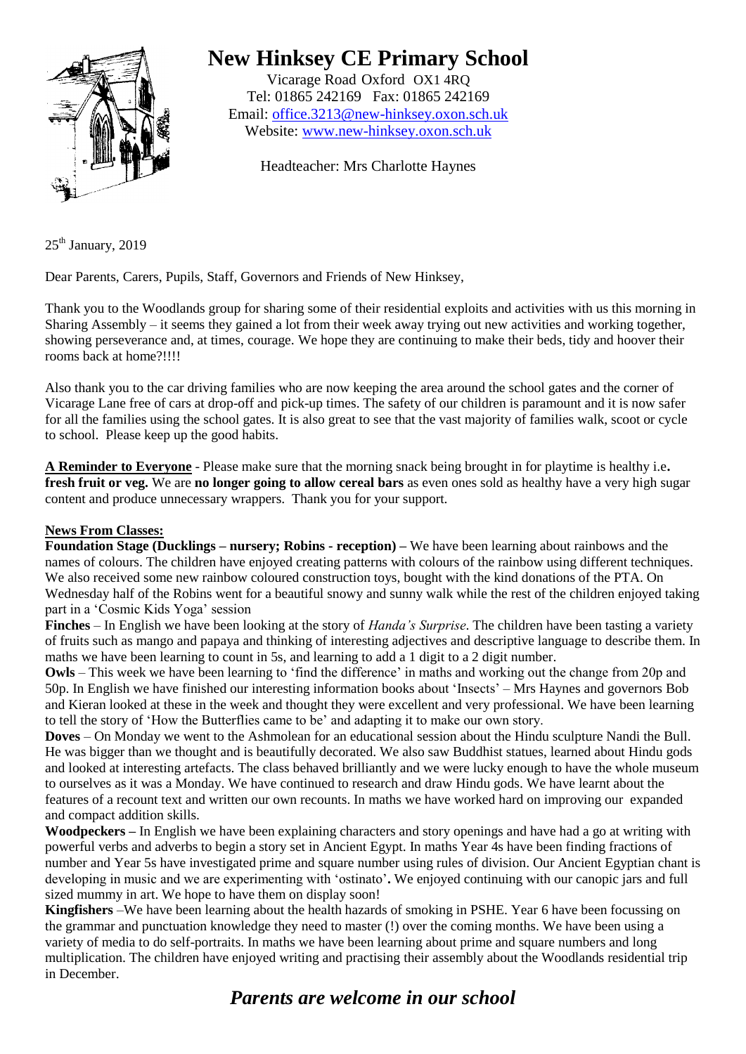# New Hinksey CE Primary School

Vicarage Road Oxford OX1 4RQ
Tel: 01865 242169 Fax: 01865 242169
Email: office.3213@new-hinksey.oxon.sch.uk
Website: www.new-hinksey.oxon.sch.uk

Headteacher: Mrs Charlotte Haynes

25th January, 2019

Dear Parents, Carers, Pupils, Staff, Governors and Friends of New Hinksey,

Thank you to the Woodlands group for sharing some of their residential exploits and activities with us this morning in Sharing Assembly – it seems they gained a lot from their week away trying out new activities and working together, showing perseverance and, at times, courage. We hope they are continuing to make their beds, tidy and hoover their rooms back at home?!!!!

Also thank you to the car driving families who are now keeping the area around the school gates and the corner of Vicarage Lane free of cars at drop-off and pick-up times. The safety of our children is paramount and it is now safer for all the families using the school gates. It is also great to see that the vast majority of families walk, scoot or cycle to school. Please keep up the good habits.

**A Reminder to Everyone** - Please make sure that the morning snack being brought in for playtime is healthy i.e**. fresh fruit or veg.** We are **no longer going to allow cereal bars** as even ones sold as healthy have a very high sugar content and produce unnecessary wrappers. Thank you for your support.

**News From Classes:**

**Foundation Stage (Ducklings – nursery; Robins - reception) –** We have been learning about rainbows and the names of colours. The children have enjoyed creating patterns with colours of the rainbow using different techniques. We also received some new rainbow coloured construction toys, bought with the kind donations of the PTA. On Wednesday half of the Robins went for a beautiful snowy and sunny walk while the rest of the children enjoyed taking part in a 'Cosmic Kids Yoga' session

**Finches** – In English we have been looking at the story of *Handa's Surprise*. The children have been tasting a variety of fruits such as mango and papaya and thinking of interesting adjectives and descriptive language to describe them. In maths we have been learning to count in 5s, and learning to add a 1 digit to a 2 digit number.

**Owls** – This week we have been learning to 'find the difference' in maths and working out the change from 20p and 50p. In English we have finished our interesting information books about 'Insects' – Mrs Haynes and governors Bob and Kieran looked at these in the week and thought they were excellent and very professional. We have been learning to tell the story of 'How the Butterflies came to be' and adapting it to make our own story.

**Doves** – On Monday we went to the Ashmolean for an educational session about the Hindu sculpture Nandi the Bull. He was bigger than we thought and is beautifully decorated. We also saw Buddhist statues, learned about Hindu gods and looked at interesting artefacts. The class behaved brilliantly and we were lucky enough to have the whole museum to ourselves as it was a Monday. We have continued to research and draw Hindu gods. We have learnt about the features of a recount text and written our own recounts. In maths we have worked hard on improving our expanded and compact addition skills.

**Woodpeckers –** In English we have been explaining characters and story openings and have had a go at writing with powerful verbs and adverbs to begin a story set in Ancient Egypt. In maths Year 4s have been finding fractions of number and Year 5s have investigated prime and square number using rules of division. Our Ancient Egyptian chant is developing in music and we are experimenting with 'ostinato'**.** We enjoyed continuing with our canopic jars and full sized mummy in art. We hope to have them on display soon!

**Kingfishers** –We have been learning about the health hazards of smoking in PSHE. Year 6 have been focussing on the grammar and punctuation knowledge they need to master (!) over the coming months. We have been using a variety of media to do self-portraits. In maths we have been learning about prime and square numbers and long multiplication. The children have enjoyed writing and practising their assembly about the Woodlands residential trip in December.

***Parents are welcome in our school***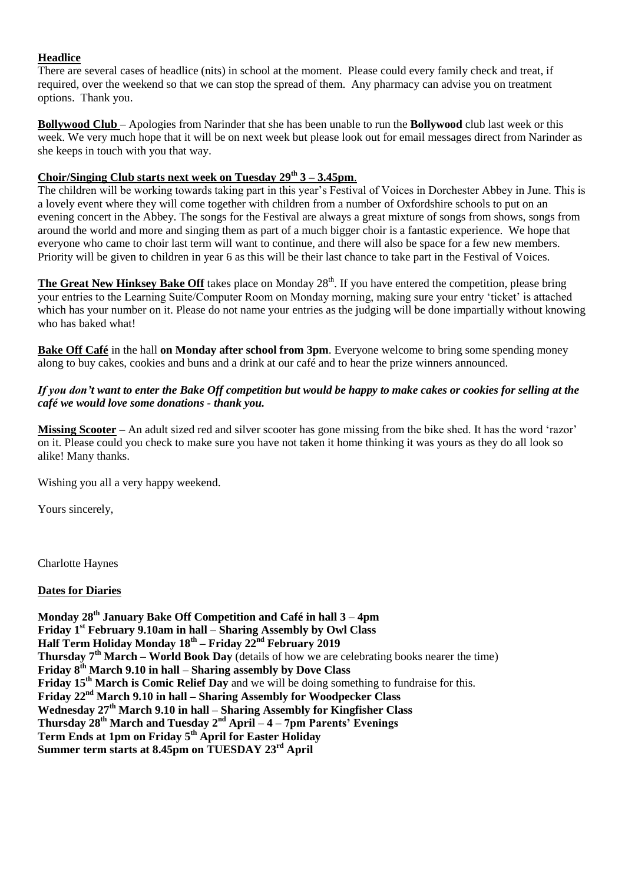**Headlice**
There are several cases of headlice (nits) in school at the moment. Please could every family check and treat, if required, over the weekend so that we can stop the spread of them. Any pharmacy can advise you on treatment options. Thank you.

**Bollywood Club** – Apologies from Narinder that she has been unable to run the **Bollywood** club last week or this week. We very much hope that it will be on next week but please look out for email messages direct from Narinder as she keeps in touch with you that way.

**Choir/Singing Club starts next week on Tuesday 29th 3 – 3.45pm**.
The children will be working towards taking part in this year's Festival of Voices in Dorchester Abbey in June. This is a lovely event where they will come together with children from a number of Oxfordshire schools to put on an evening concert in the Abbey. The songs for the Festival are always a great mixture of songs from shows, songs from around the world and more and singing them as part of a much bigger choir is a fantastic experience. We hope that everyone who came to choir last term will want to continue, and there will also be space for a few new members. Priority will be given to children in year 6 as this will be their last chance to take part in the Festival of Voices.

**The Great New Hinksey Bake Off** takes place on Monday 28th. If you have entered the competition, please bring your entries to the Learning Suite/Computer Room on Monday morning, making sure your entry 'ticket' is attached which has your number on it. Please do not name your entries as the judging will be done impartially without knowing who has baked what!

**Bake Off Café** in the hall **on Monday after school from 3pm**. Everyone welcome to bring some spending money along to buy cakes, cookies and buns and a drink at our café and to hear the prize winners announced.

***If you don't want to enter the Bake Off competition but would be happy to make cakes or cookies for selling at the café we would love some donations - thank you.***

**Missing Scooter** – An adult sized red and silver scooter has gone missing from the bike shed. It has the word 'razor' on it. Please could you check to make sure you have not taken it home thinking it was yours as they do all look so alike! Many thanks.

Wishing you all a very happy weekend.

Yours sincerely,

Charlotte Haynes

**Dates for Diaries**

**Monday 28th January Bake Off Competition and Café in hall 3 – 4pm**
**Friday 1st February 9.10am in hall – Sharing Assembly by Owl Class**
**Half Term Holiday Monday 18th – Friday 22nd February 2019**
**Thursday 7th March – World Book Day** (details of how we are celebrating books nearer the time)
**Friday 8th March 9.10 in hall – Sharing assembly by Dove Class**
**Friday 15th March is Comic Relief Day** and we will be doing something to fundraise for this.
**Friday 22nd March 9.10 in hall – Sharing Assembly for Woodpecker Class**
**Wednesday 27th March 9.10 in hall – Sharing Assembly for Kingfisher Class**
**Thursday 28th March and Tuesday 2nd April – 4 – 7pm Parents' Evenings**
**Term Ends at 1pm on Friday 5th April for Easter Holiday**
**Summer term starts at 8.45pm on TUESDAY 23rd April**